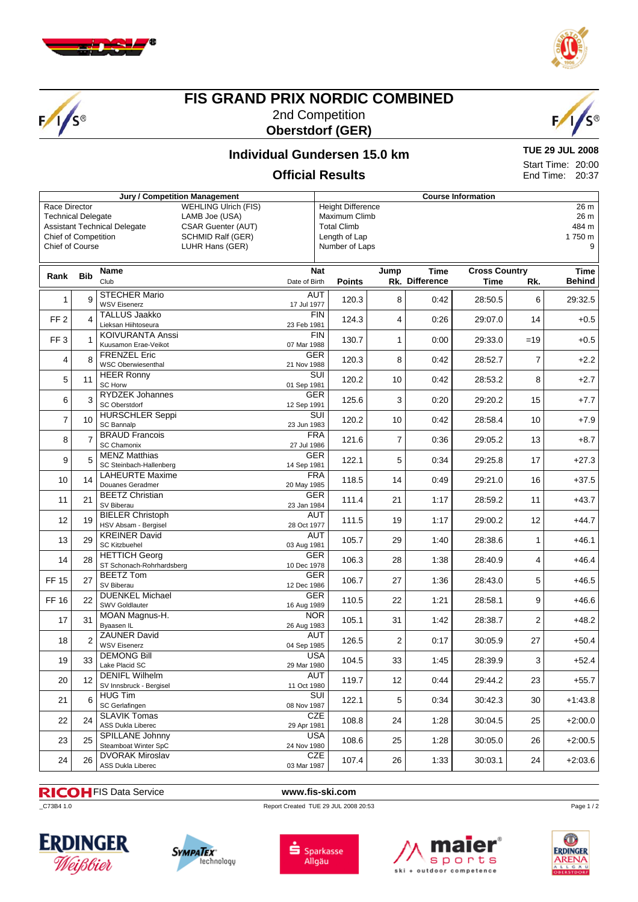# FIS GRAND PRIX NORDIC COMBINED

2nd Competition

**Oberstdorf (GER)**

## Individual Gundersen 15.0 km

## Official Results

**TUE 29 JUL 2008**

Start Time: 20:00

End Time: 20:37

| Jury / Competition Management | |
|---|---|
| Race Director | WEHLING Ulrich (FIS) |
| Technical Delegate | LAMB Joe (USA) |
| Assistant Technical Delegate | CSAR Guenter (AUT) |
| Chief of Competition | SCHMID Ralf (GER) |
| Chief of Course | LUHR Hans (GER) |

| Course Information | |
|---|---|
| Height Difference | 26 m |
| Maximum Climb | 26 m |
| Total Climb | 484 m |
| Length of Lap | 1 750 m |
| Number of Laps | 9 |

| Rank | Bib | Name / Club | Nat / Date of Birth | Points | Jump Rk. | Time Difference | Cross Country Time | Rk. | Time Behind |
|---|---|---|---|---|---|---|---|---|---|
| 1 | 9 | STECHER Mario / WSV Eisenerz | AUT / 17 Jul 1977 | 120.3 | 8 | 0:42 | 28:50.5 | 6 | 29:32.5 |
| FF 2 | 4 | TALLUS Jaakko / Lieksan Hiihtoseura | FIN / 23 Feb 1981 | 124.3 | 4 | 0:26 | 29:07.0 | 14 | +0.5 |
| FF 3 | 1 | KOIVURANTA Anssi / Kuusamon Erae-Veikot | FIN / 07 Mar 1988 | 130.7 | 1 | 0:00 | 29:33.0 | =19 | +0.5 |
| 4 | 8 | FRENZEL Eric / WSC Oberwiesenthal | GER / 21 Nov 1988 | 120.3 | 8 | 0:42 | 28:52.7 | 7 | +2.2 |
| 5 | 11 | HEER Ronny / SC Horw | SUI / 01 Sep 1981 | 120.2 | 10 | 0:42 | 28:53.2 | 8 | +2.7 |
| 6 | 3 | RYDZEK Johannes / SC Oberstdorf | GER / 12 Sep 1991 | 125.6 | 3 | 0:20 | 29:20.2 | 15 | +7.7 |
| 7 | 10 | HURSCHLER Seppi / SC Bannalp | SUI / 23 Jun 1983 | 120.2 | 10 | 0:42 | 28:58.4 | 10 | +7.9 |
| 8 | 7 | BRAUD Francois / SC Chamonix | FRA / 27 Jul 1986 | 121.6 | 7 | 0:36 | 29:05.2 | 13 | +8.7 |
| 9 | 5 | MENZ Matthias / SC Steinbach-Hallenberg | GER / 14 Sep 1981 | 122.1 | 5 | 0:34 | 29:25.8 | 17 | +27.3 |
| 10 | 14 | LAHEURTE Maxime / Douanes Geradmer | FRA / 20 May 1985 | 118.5 | 14 | 0:49 | 29:21.0 | 16 | +37.5 |
| 11 | 21 | BEETZ Christian / SV Biberau | GER / 23 Jan 1984 | 111.4 | 21 | 1:17 | 28:59.2 | 11 | +43.7 |
| 12 | 19 | BIELER Christoph / HSV Absam - Bergisel | AUT / 28 Oct 1977 | 111.5 | 19 | 1:17 | 29:00.2 | 12 | +44.7 |
| 13 | 29 | KREINER David / SC Kitzbuehel | AUT / 03 Aug 1981 | 105.7 | 29 | 1:40 | 28:38.6 | 1 | +46.1 |
| 14 | 28 | HETTICH Georg / ST Schonach-Rohrhardsberg | GER / 10 Dec 1978 | 106.3 | 28 | 1:38 | 28:40.9 | 4 | +46.4 |
| FF 15 | 27 | BEETZ Tom / SV Biberau | GER / 12 Dec 1986 | 106.7 | 27 | 1:36 | 28:43.0 | 5 | +46.5 |
| FF 16 | 22 | DUENKEL Michael / SWV Goldlauter | GER / 16 Aug 1989 | 110.5 | 22 | 1:21 | 28:58.1 | 9 | +46.6 |
| 17 | 31 | MOAN Magnus-H. / Byaasen IL | NOR / 26 Aug 1983 | 105.1 | 31 | 1:42 | 28:38.7 | 2 | +48.2 |
| 18 | 2 | ZAUNER David / WSV Eisenerz | AUT / 04 Sep 1985 | 126.5 | 2 | 0:17 | 30:05.9 | 27 | +50.4 |
| 19 | 33 | DEMONG Bill / Lake Placid SC | USA / 29 Mar 1980 | 104.5 | 33 | 1:45 | 28:39.9 | 3 | +52.4 |
| 20 | 12 | DENIFL Wilhelm / SV Innsbruck - Bergisel | AUT / 11 Oct 1980 | 119.7 | 12 | 0:44 | 29:44.2 | 23 | +55.7 |
| 21 | 6 | HUG Tim / SC Gerlafingen | SUI / 08 Nov 1987 | 122.1 | 5 | 0:34 | 30:42.3 | 30 | +1:43.8 |
| 22 | 24 | SLAVIK Tomas / ASS Dukla Liberec | CZE / 29 Apr 1981 | 108.8 | 24 | 1:28 | 30:04.5 | 25 | +2:00.0 |
| 23 | 25 | SPILLANE Johnny / Steamboat Winter SpC | USA / 24 Nov 1980 | 108.6 | 25 | 1:28 | 30:05.0 | 26 | +2:00.5 |
| 24 | 26 | DVORAK Miroslav / ASS Dukla Liberec | CZE / 03 Mar 1987 | 107.4 | 26 | 1:33 | 30:03.1 | 24 | +2:03.6 |

RICOH FIS Data Service — www.fis-ski.com

_C73B4 1.0 — Report Created TUE 29 JUL 2008 20:53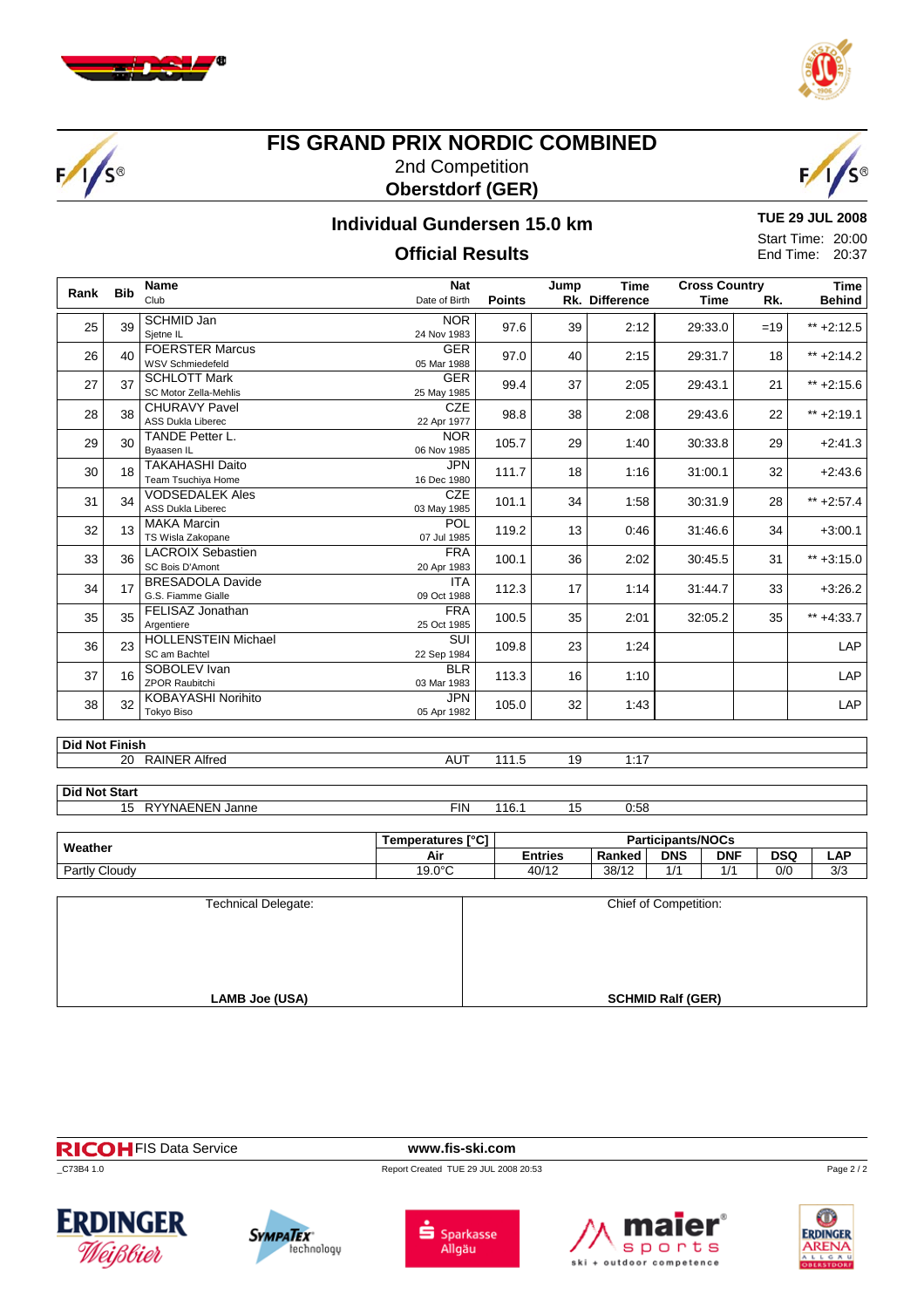# FIS GRAND PRIX NORDIC COMBINED

2nd Competition

**Oberstdorf (GER)**

## Individual Gundersen 15.0 km

### Official Results

**TUE 29 JUL 2008**

Start Time: 20:00

End Time: 20:37

| Rank | Bib | Name / Club | Nat / Date of Birth | Points | Jump Rk. | Time Difference | Cross Country Time | Rk. | Time Behind |
|---|---|---|---|---|---|---|---|---|---|
| 25 | 39 | SCHMID Jan / Sjetne IL | NOR / 24 Nov 1983 | 97.6 | 39 | 2:12 | 29:33.0 | =19 | ** +2:12.5 |
| 26 | 40 | FOERSTER Marcus / WSV Schmiedefeld | GER / 05 Mar 1988 | 97.0 | 40 | 2:15 | 29:31.7 | 18 | ** +2:14.2 |
| 27 | 37 | SCHLOTT Mark / SC Motor Zella-Mehlis | GER / 25 May 1985 | 99.4 | 37 | 2:05 | 29:43.1 | 21 | ** +2:15.6 |
| 28 | 38 | CHURAVY Pavel / ASS Dukla Liberec | CZE / 22 Apr 1977 | 98.8 | 38 | 2:08 | 29:43.6 | 22 | ** +2:19.1 |
| 29 | 30 | TANDE Petter L. / Byaasen IL | NOR / 06 Nov 1985 | 105.7 | 29 | 1:40 | 30:33.8 | 29 | +2:41.3 |
| 30 | 18 | TAKAHASHI Daito / Team Tsuchiya Home | JPN / 16 Dec 1980 | 111.7 | 18 | 1:16 | 31:00.1 | 32 | +2:43.6 |
| 31 | 34 | VODSEDALEK Ales / ASS Dukla Liberec | CZE / 03 May 1985 | 101.1 | 34 | 1:58 | 30:31.9 | 28 | ** +2:57.4 |
| 32 | 13 | MAKA Marcin / TS Wisla Zakopane | POL / 07 Jul 1985 | 119.2 | 13 | 0:46 | 31:46.6 | 34 | +3:00.1 |
| 33 | 36 | LACROIX Sebastien / SC Bois D'Amont | FRA / 20 Apr 1983 | 100.1 | 36 | 2:02 | 30:45.5 | 31 | ** +3:15.0 |
| 34 | 17 | BRESADOLA Davide / G.S. Fiamme Gialle | ITA / 09 Oct 1988 | 112.3 | 17 | 1:14 | 31:44.7 | 33 | +3:26.2 |
| 35 | 35 | FELISAZ Jonathan / Argentiere | FRA / 25 Oct 1985 | 100.5 | 35 | 2:01 | 32:05.2 | 35 | ** +4:33.7 |
| 36 | 23 | HOLLENSTEIN Michael / SC am Bachtel | SUI / 22 Sep 1984 | 109.8 | 23 | 1:24 | | | LAP |
| 37 | 16 | SOBOLEV Ivan / ZPOR Raubitchi | BLR / 03 Mar 1983 | 113.3 | 16 | 1:10 | | | LAP |
| 38 | 32 | KOBAYASHI Norihito / Tokyo Biso | JPN / 05 Apr 1982 | 105.0 | 32 | 1:43 | | | LAP |

**Did Not Finish**

| Bib | Name | Nat | Points | Jump Rk. | Time Difference |
|---|---|---|---|---|---|
| 20 | RAINER Alfred | AUT | 111.5 | 19 | 1:17 |

**Did Not Start**

| Bib | Name | Nat | Points | Jump Rk. | Time Difference |
|---|---|---|---|---|---|
| 15 | RYYNAENEN Janne | FIN | 116.1 | 15 | 0:58 |

| Weather | Temperatures [°C] Air | Entries | Ranked | DNS | DNF | DSQ | LAP |
|---|---|---|---|---|---|---|---|
| Partly Cloudy | 19.0°C | 40/12 | 38/12 | 1/1 | 1/1 | 0/0 | 3/3 |

| Technical Delegate: | Chief of Competition: |
|---|---|
| **LAMB Joe (USA)** | **SCHMID Ralf (GER)** |

RICOH FIS Data Service — www.fis-ski.com

_C73B4 1.0 — Report Created TUE 29 JUL 2008 20:53